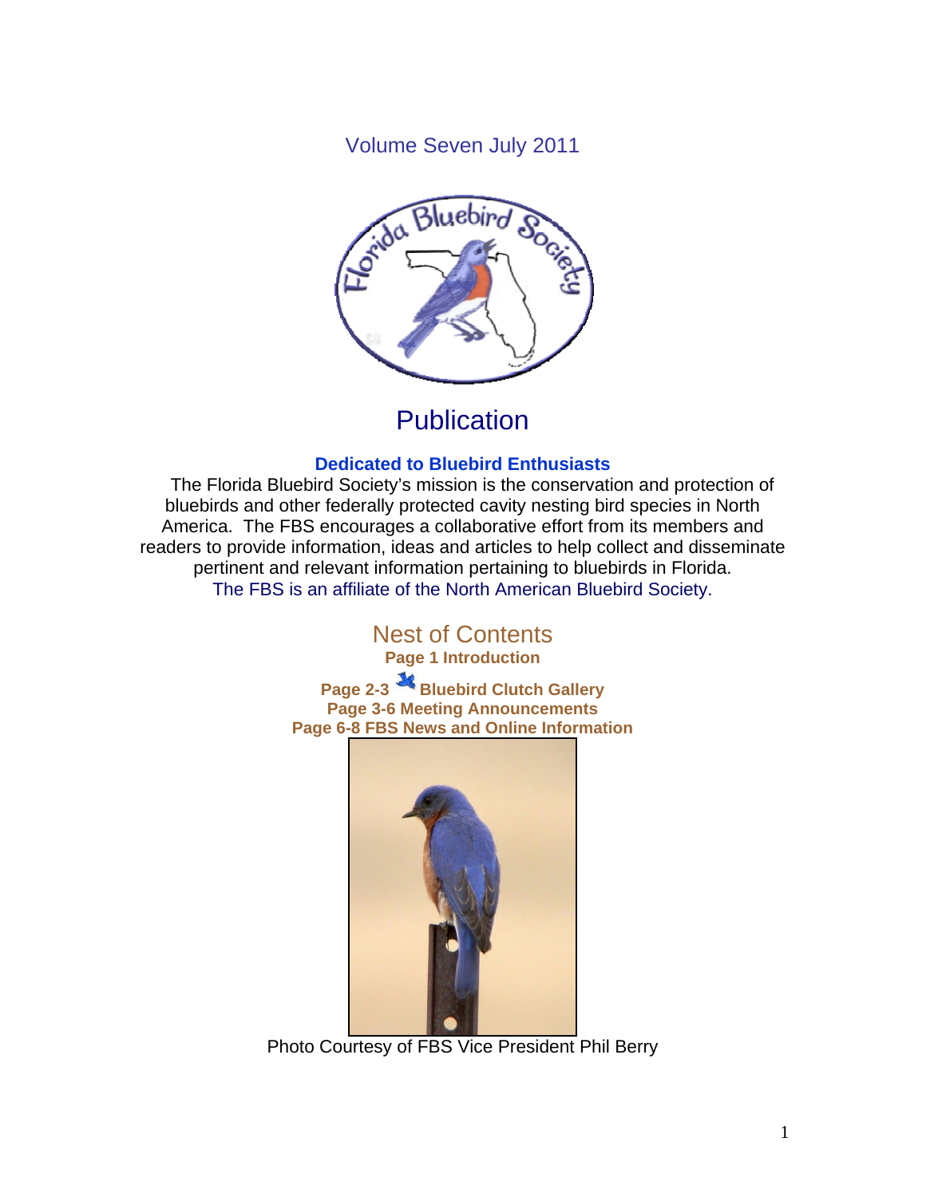Volume Seven July 2011

# Publication

**Dedicated to Bluebird Enthusiasts**

The Florida Bluebird Society's mission is the conservation and protection of bluebirds and other federally protected cavity nesting bird species in North America. The FBS encourages a collaborative effort from its members and readers to provide information, ideas and articles to help collect and disseminate pertinent and relevant information pertaining to bluebirds in Florida.

The FBS is an affiliate of the North American Bluebird Society.

## Nest of Contents

**Page 1 Introduction**

**Page 2-3 Bluebird Clutch Gallery**

**Page 3-6 Meeting Announcements**

**Page 6-8 FBS News and Online Information**

Photo Courtesy of FBS Vice President Phil Berry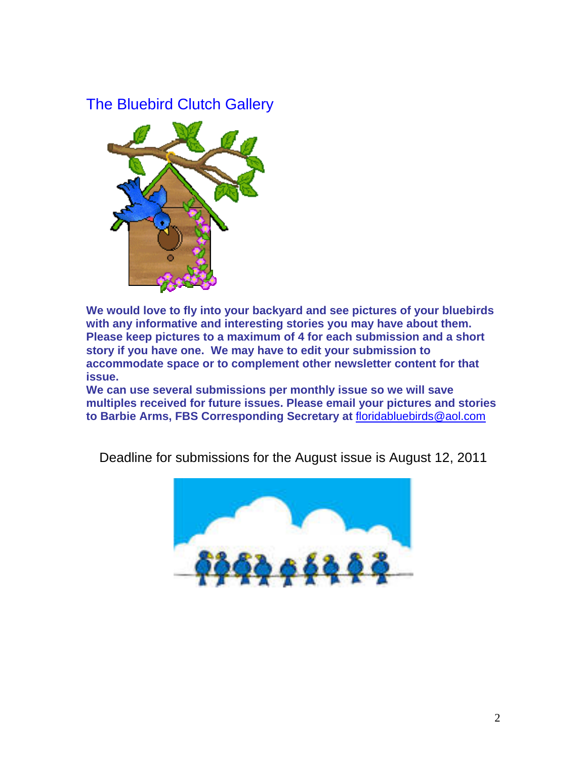## The Bluebird Clutch Gallery

**We would love to fly into your backyard and see pictures of your bluebirds with any informative and interesting stories you may have about them. Please keep pictures to a maximum of 4 for each submission and a short story if you have one. We may have to edit your submission to accommodate space or to complement other newsletter content for that issue.**

**We can use several submissions per monthly issue so we will save multiples received for future issues. Please email your pictures and stories to Barbie Arms, FBS Corresponding Secretary at** floridabluebirds@aol.com

Deadline for submissions for the August issue is August 12, 2011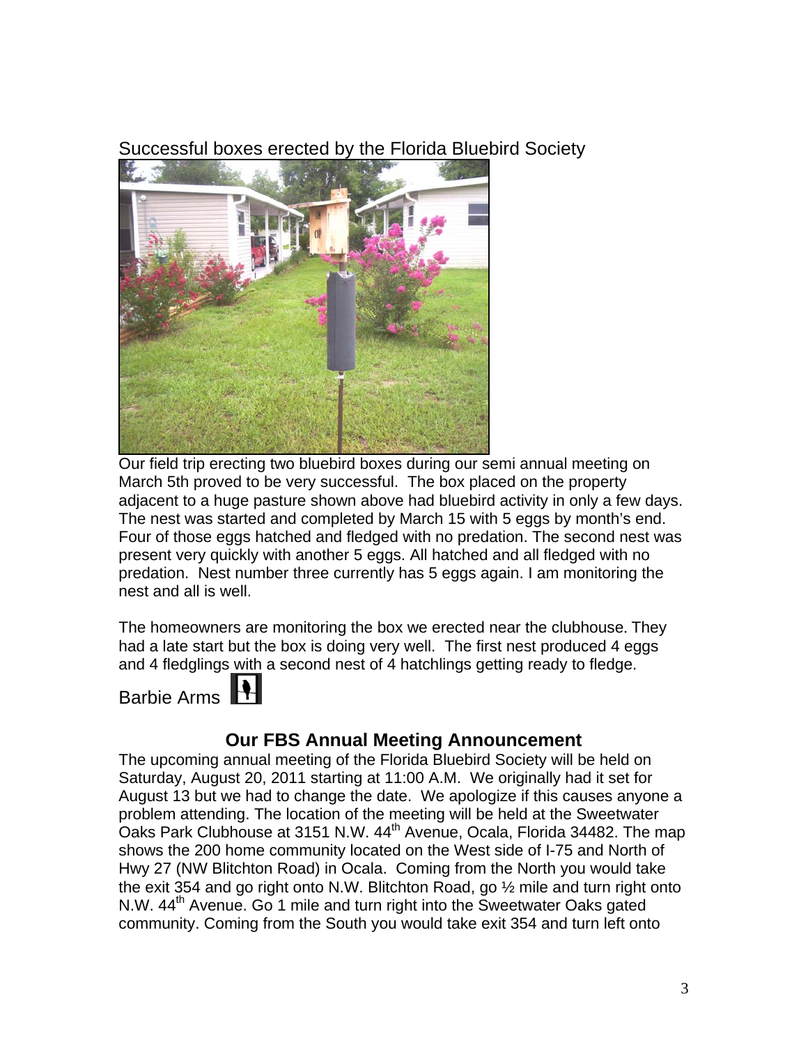Successful boxes erected by the Florida Bluebird Society

Our field trip erecting two bluebird boxes during our semi annual meeting on March 5th proved to be very successful. The box placed on the property adjacent to a huge pasture shown above had bluebird activity in only a few days. The nest was started and completed by March 15 with 5 eggs by month's end. Four of those eggs hatched and fledged with no predation. The second nest was present very quickly with another 5 eggs. All hatched and all fledged with no predation. Nest number three currently has 5 eggs again. I am monitoring the nest and all is well.

The homeowners are monitoring the box we erected near the clubhouse. They had a late start but the box is doing very well. The first nest produced 4 eggs and 4 fledglings with a second nest of 4 hatchlings getting ready to fledge.

Barbie Arms

## Our FBS Annual Meeting Announcement

The upcoming annual meeting of the Florida Bluebird Society will be held on Saturday, August 20, 2011 starting at 11:00 A.M. We originally had it set for August 13 but we had to change the date. We apologize if this causes anyone a problem attending. The location of the meeting will be held at the Sweetwater Oaks Park Clubhouse at 3151 N.W. 44th Avenue, Ocala, Florida 34482. The map shows the 200 home community located on the West side of I-75 and North of Hwy 27 (NW Blitchton Road) in Ocala. Coming from the North you would take the exit 354 and go right onto N.W. Blitchton Road, go ½ mile and turn right onto N.W. 44th Avenue. Go 1 mile and turn right into the Sweetwater Oaks gated community. Coming from the South you would take exit 354 and turn left onto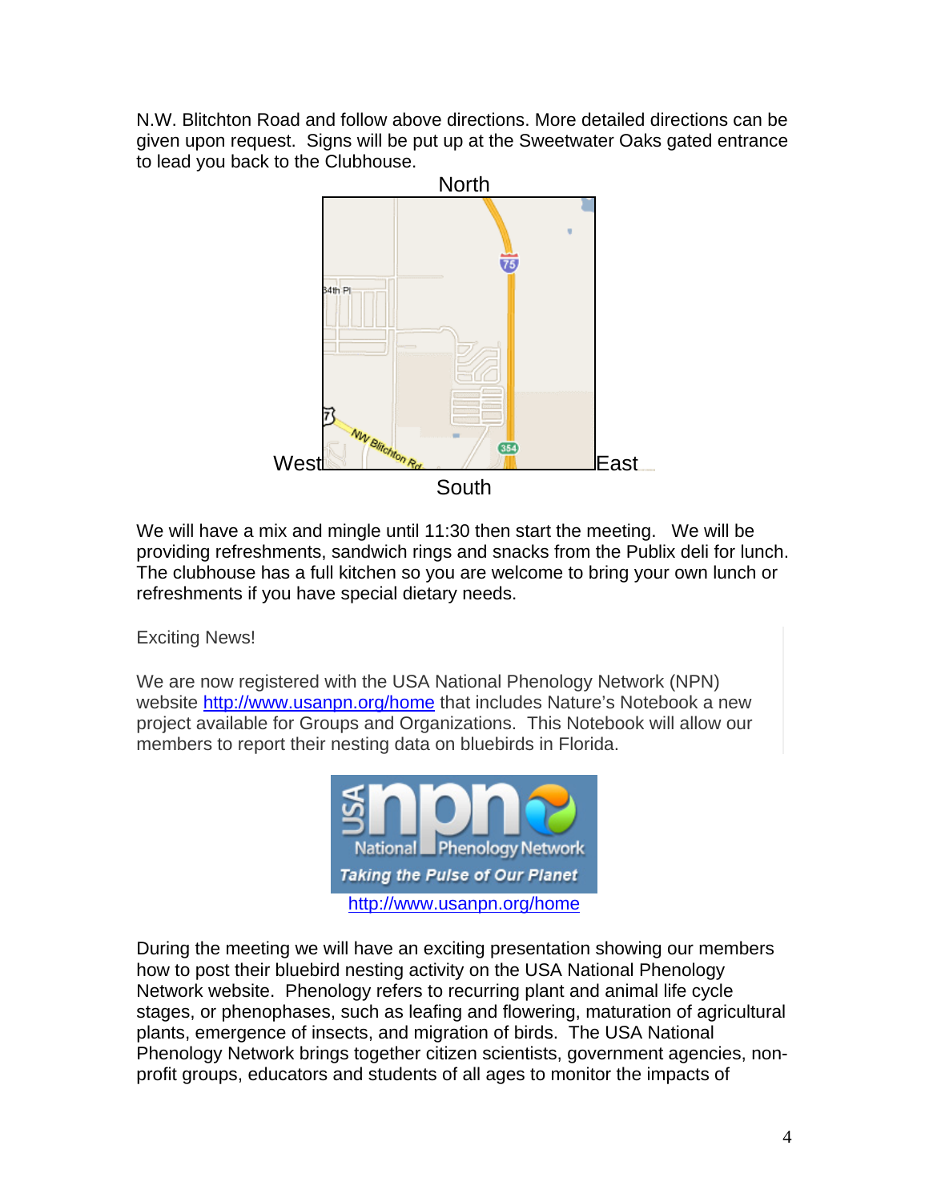N.W. Blitchton Road and follow above directions. More detailed directions can be given upon request. Signs will be put up at the Sweetwater Oaks gated entrance to lead you back to the Clubhouse.

North

West East

South

We will have a mix and mingle until 11:30 then start the meeting. We will be providing refreshments, sandwich rings and snacks from the Publix deli for lunch. The clubhouse has a full kitchen so you are welcome to bring your own lunch or refreshments if you have special dietary needs.

Exciting News!

We are now registered with the USA National Phenology Network (NPN) website http://www.usanpn.org/home that includes Nature's Notebook a new project available for Groups and Organizations. This Notebook will allow our members to report their nesting data on bluebirds in Florida.

http://www.usanpn.org/home

During the meeting we will have an exciting presentation showing our members how to post their bluebird nesting activity on the USA National Phenology Network website. Phenology refers to recurring plant and animal life cycle stages, or phenophases, such as leafing and flowering, maturation of agricultural plants, emergence of insects, and migration of birds. The USA National Phenology Network brings together citizen scientists, government agencies, non-profit groups, educators and students of all ages to monitor the impacts of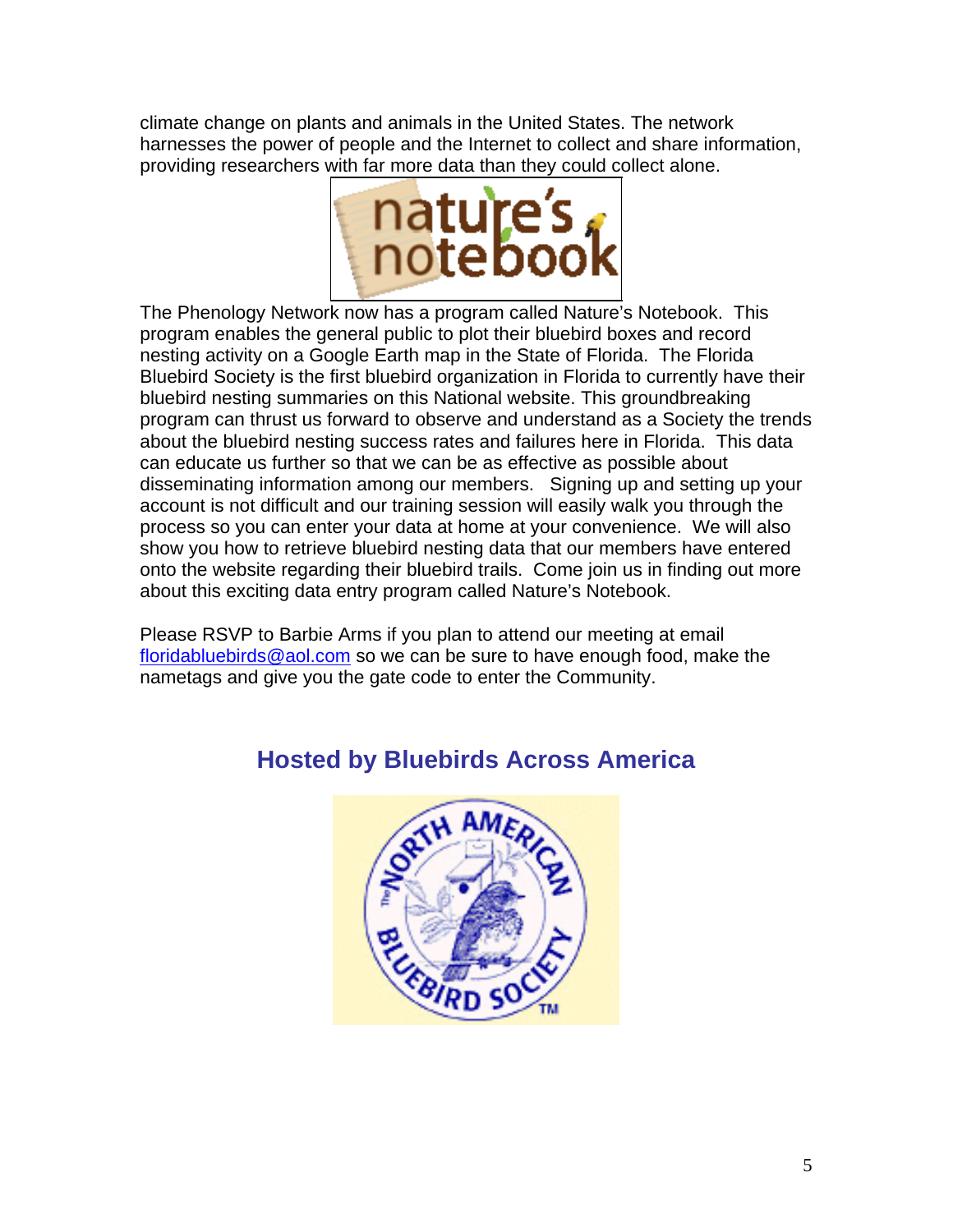climate change on plants and animals in the United States. The network harnesses the power of people and the Internet to collect and share information, providing researchers with far more data than they could collect alone.

The Phenology Network now has a program called Nature's Notebook. This program enables the general public to plot their bluebird boxes and record nesting activity on a Google Earth map in the State of Florida. The Florida Bluebird Society is the first bluebird organization in Florida to currently have their bluebird nesting summaries on this National website. This groundbreaking program can thrust us forward to observe and understand as a Society the trends about the bluebird nesting success rates and failures here in Florida. This data can educate us further so that we can be as effective as possible about disseminating information among our members. Signing up and setting up your account is not difficult and our training session will easily walk you through the process so you can enter your data at home at your convenience. We will also show you how to retrieve bluebird nesting data that our members have entered onto the website regarding their bluebird trails. Come join us in finding out more about this exciting data entry program called Nature's Notebook.

Please RSVP to Barbie Arms if you plan to attend our meeting at email floridabluebirds@aol.com so we can be sure to have enough food, make the nametags and give you the gate code to enter the Community.

## Hosted by Bluebirds Across America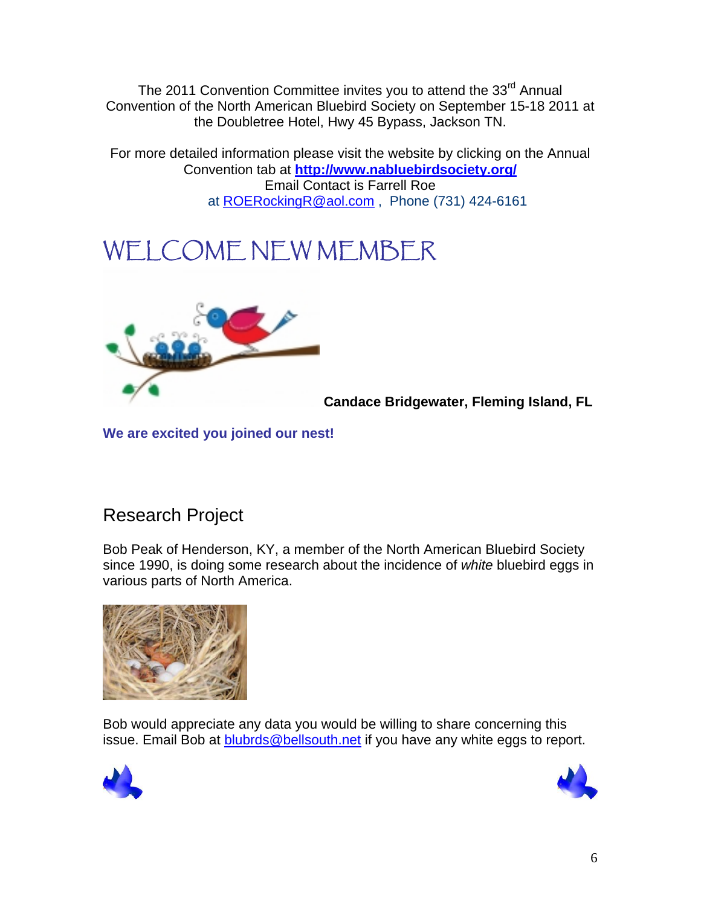The 2011 Convention Committee invites you to attend the 33rd Annual Convention of the North American Bluebird Society on September 15-18 2011 at the Doubletree Hotel, Hwy 45 Bypass, Jackson TN.

For more detailed information please visit the website by clicking on the Annual Convention tab at **http://www.nabluebirdsociety.org/**
Email Contact is Farrell Roe
at ROERockingR@aol.com , Phone (731) 424-6161

# WELCOME NEW MEMBER

**Candace Bridgewater, Fleming Island, FL**

**We are excited you joined our nest!**

## Research Project

Bob Peak of Henderson, KY, a member of the North American Bluebird Society since 1990, is doing some research about the incidence of *white* bluebird eggs in various parts of North America.

Bob would appreciate any data you would be willing to share concerning this issue. Email Bob at blubrds@bellsouth.net if you have any white eggs to report.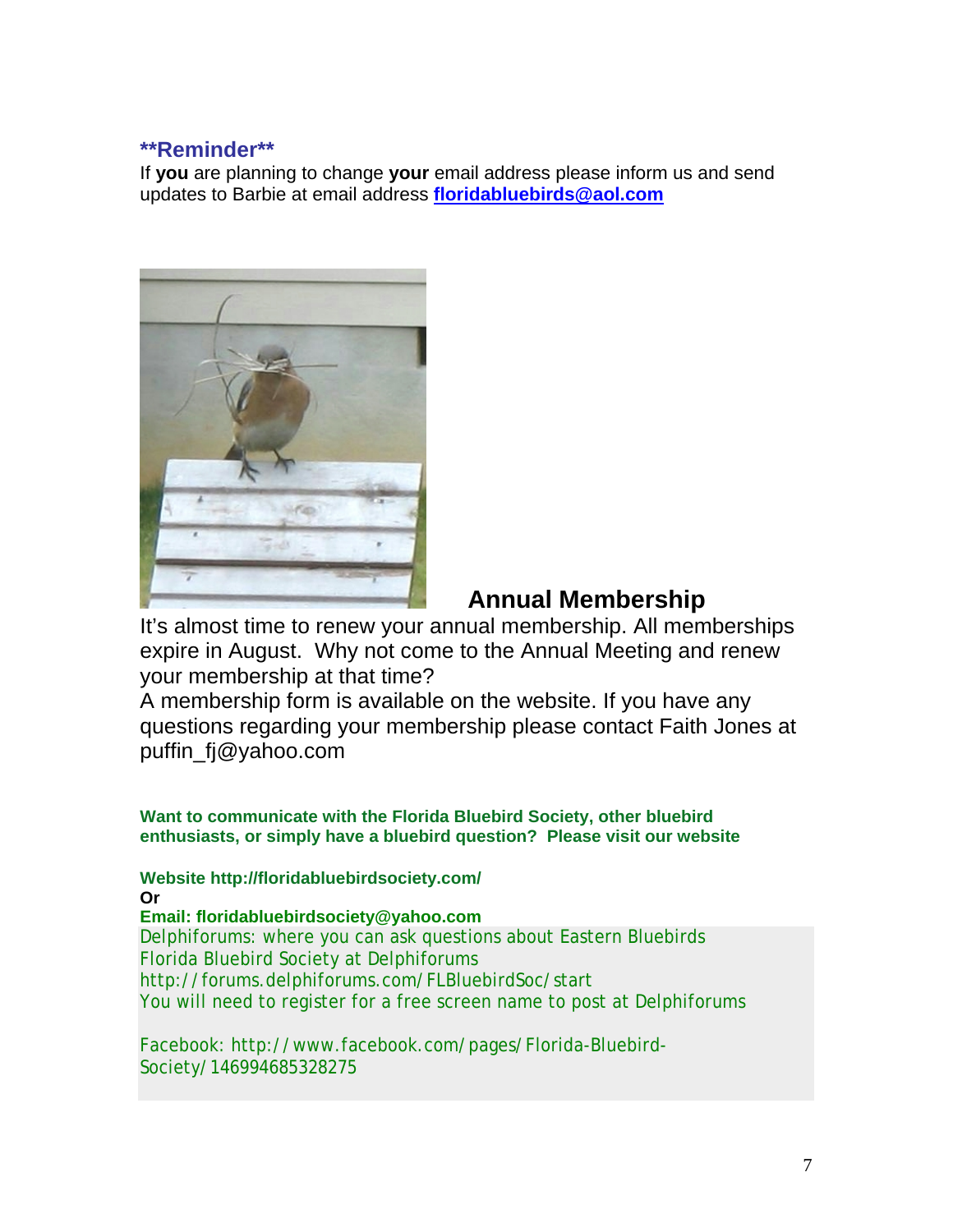### **Reminder**

If **you** are planning to change **your** email address please inform us and send updates to Barbie at email address **floridabluebirds@aol.com**

## Annual Membership

It's almost time to renew your annual membership. All memberships expire in August. Why not come to the Annual Meeting and renew your membership at that time?

A membership form is available on the website. If you have any questions regarding your membership please contact Faith Jones at puffin_fj@yahoo.com

**Want to communicate with the Florida Bluebird Society, other bluebird enthusiasts, or simply have a bluebird question? Please visit our website**

**Website http://floridabluebirdsociety.com/**

**Or**

**Email: floridabluebirdsociety@yahoo.com**

Delphiforums: where you can ask questions about Eastern Bluebirds
Florida Bluebird Society at Delphiforums
http://forums.delphiforums.com/FLBluebirdSoc/start
You will need to register for a free screen name to post at Delphiforums

Facebook: http://www.facebook.com/pages/Florida-Bluebird-Society/146994685328275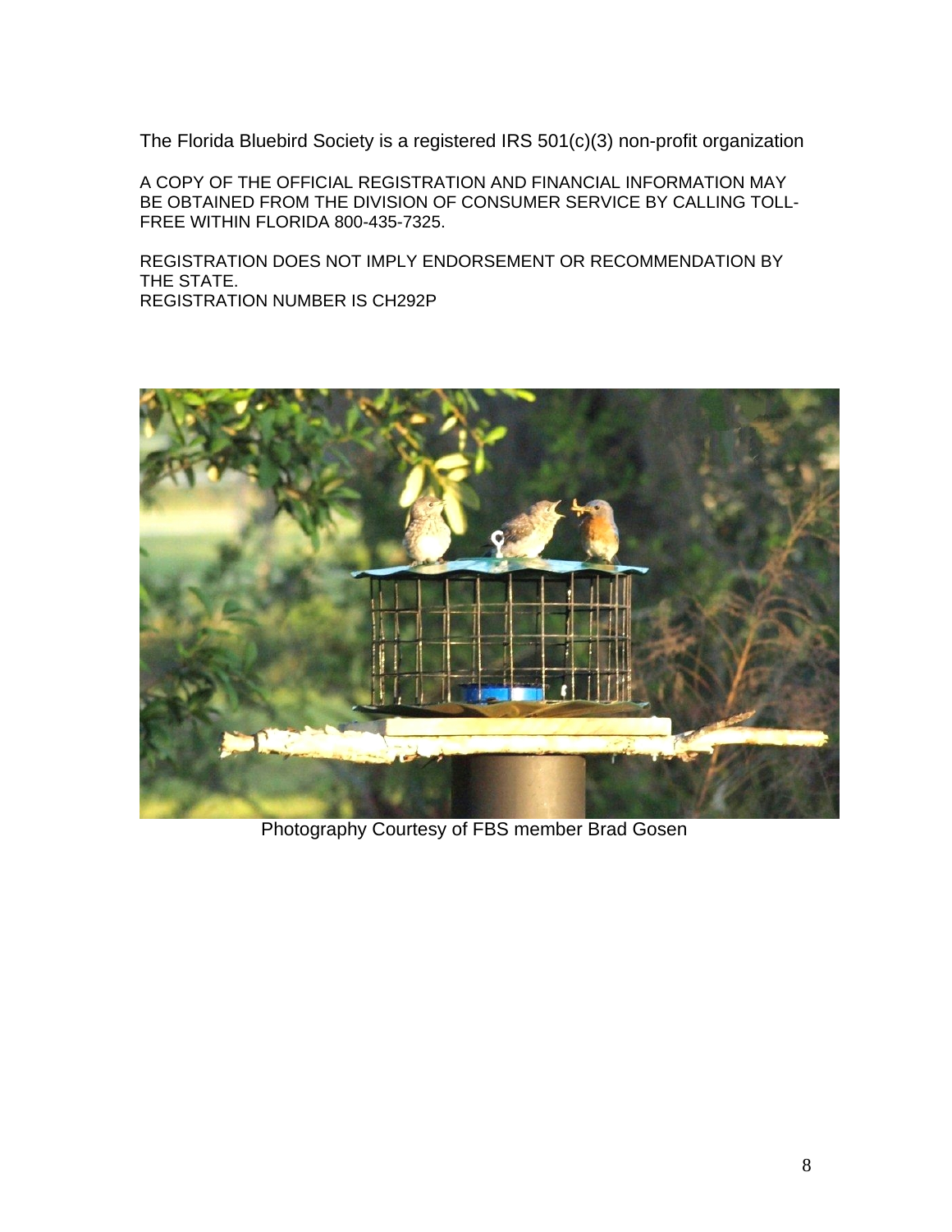The Florida Bluebird Society is a registered IRS 501(c)(3) non-profit organization

A COPY OF THE OFFICIAL REGISTRATION AND FINANCIAL INFORMATION MAY BE OBTAINED FROM THE DIVISION OF CONSUMER SERVICE BY CALLING TOLL-FREE WITHIN FLORIDA 800-435-7325.

REGISTRATION DOES NOT IMPLY ENDORSEMENT OR RECOMMENDATION BY THE STATE.
REGISTRATION NUMBER IS CH292P

Photography Courtesy of FBS member Brad Gosen